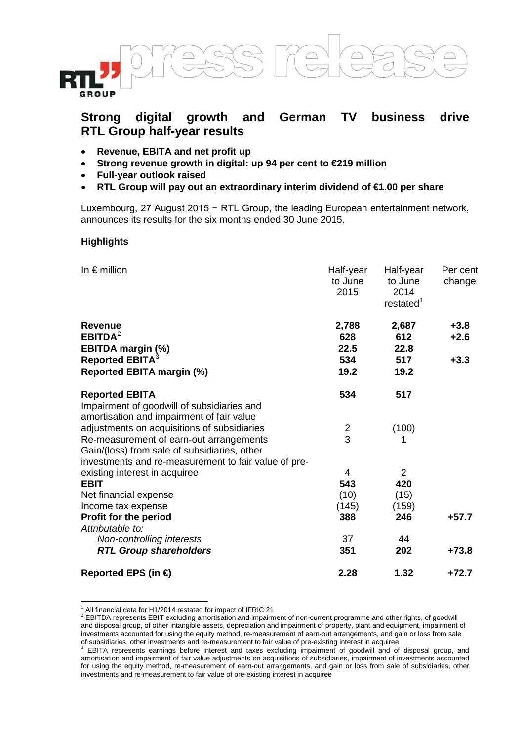# Strong digital growth and German TV business drive RTL Group half-year results

- **Revenue, EBITA and net profit up**
- **Strong revenue growth in digital: up 94 per cent to €219 million**
- **Full-year outlook raised**
- **RTL Group will pay out an extraordinary interim dividend of €1.00 per share**

Luxembourg, 27 August 2015 − RTL Group, the leading European entertainment network, announces its results for the six months ended 30 June 2015.

### Highlights

| In € million | Half-year to June 2015 | Half-year to June 2014 restated[1] | Per cent change |
|---|---|---|---|
| **Revenue** | **2,788** | **2,687** | **+3.8** |
| **EBITDA**[2] | **628** | **612** | **+2.6** |
| **EBITDA margin (%)** | **22.5** | **22.8** | |
| **Reported EBITA**[3] | **534** | **517** | **+3.3** |
| **Reported EBITA margin (%)** | **19.2** | **19.2** | |
| | | | |
| **Reported EBITA** | **534** | **517** | |
| Impairment of goodwill of subsidiaries and amortisation and impairment of fair value adjustments on acquisitions of subsidiaries | 2 | (100) | |
| Re-measurement of earn-out arrangements | 3 | 1 | |
| Gain/(loss) from sale of subsidiaries, other investments and re-measurement to fair value of pre-existing interest in acquiree | 4 | 2 | |
| **EBIT** | **543** | **420** | |
| Net financial expense | (10) | (15) | |
| Income tax expense | (145) | (159) | |
| **Profit for the period** | **388** | **246** | **+57.7** |
| *Attributable to:* | | | |
| *Non-controlling interests* | 37 | 44 | |
| ***RTL Group shareholders*** | **351** | **202** | **+73.8** |
| | | | |
| **Reported EPS (in €)** | **2.28** | **1.32** | **+72.7** |

[1] All financial data for H1/2014 restated for impact of IFRIC 21

[2] EBITDA represents EBIT excluding amortisation and impairment of non-current programme and other rights, of goodwill and disposal group, of other intangible assets, depreciation and impairment of property, plant and equipment, impairment of investments accounted for using the equity method, re-measurement of earn-out arrangements, and gain or loss from sale of subsidiaries, other investments and re-measurement to fair value of pre-existing interest in acquiree

[3] EBITA represents earnings before interest and taxes excluding impairment of goodwill and of disposal group, and amortisation and impairment of fair value adjustments on acquisitions of subsidiaries, impairment of investments accounted for using the equity method, re-measurement of earn-out arrangements, and gain or loss from sale of subsidiaries, other investments and re-measurement to fair value of pre-existing interest in acquiree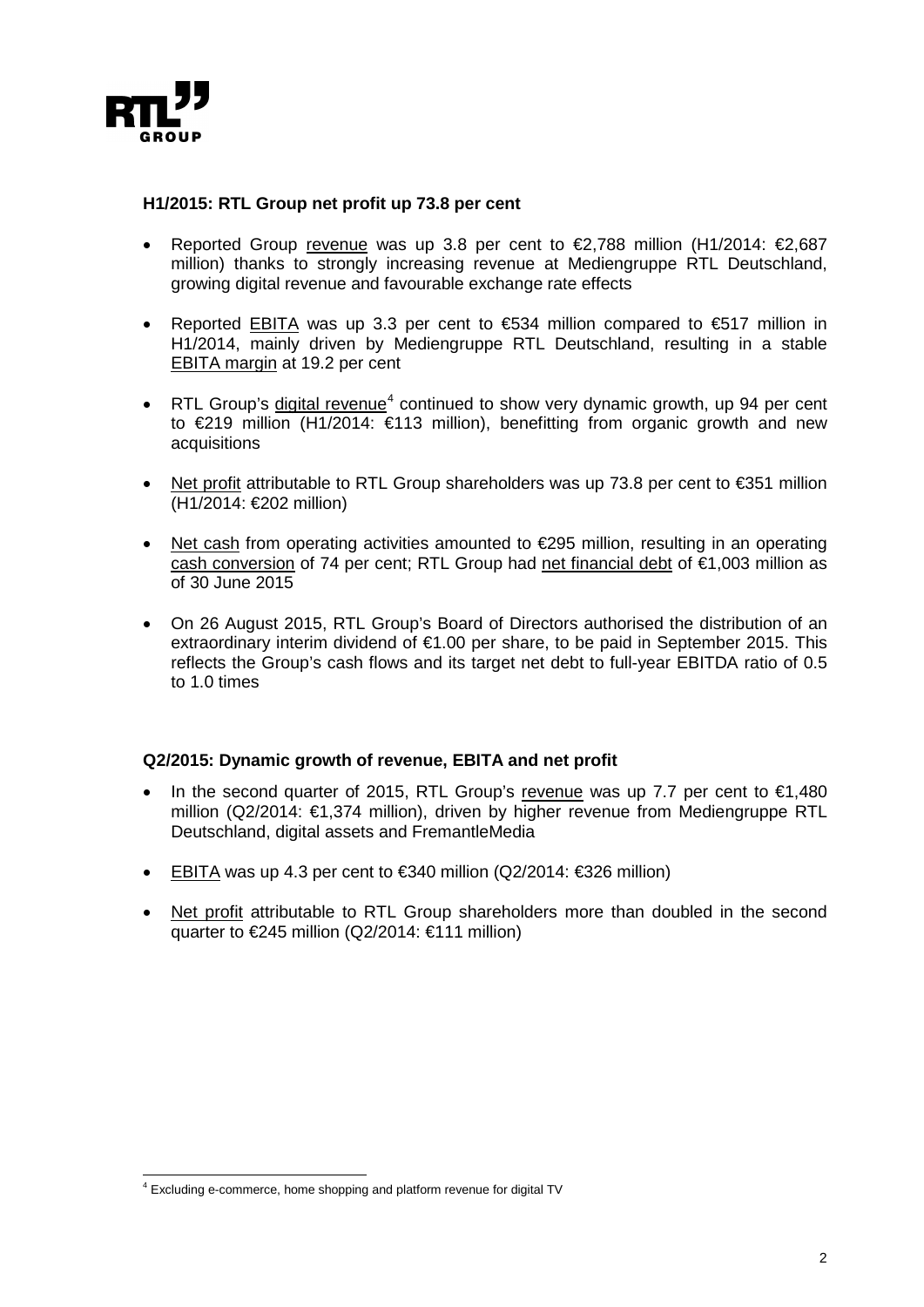### H1/2015: RTL Group net profit up 73.8 per cent

- Reported Group revenue was up 3.8 per cent to €2,788 million (H1/2014: €2,687 million) thanks to strongly increasing revenue at Mediengruppe RTL Deutschland, growing digital revenue and favourable exchange rate effects
- Reported EBITA was up 3.3 per cent to €534 million compared to €517 million in H1/2014, mainly driven by Mediengruppe RTL Deutschland, resulting in a stable EBITA margin at 19.2 per cent
- RTL Group's digital revenue[4] continued to show very dynamic growth, up 94 per cent to €219 million (H1/2014: €113 million), benefitting from organic growth and new acquisitions
- Net profit attributable to RTL Group shareholders was up 73.8 per cent to €351 million (H1/2014: €202 million)
- Net cash from operating activities amounted to €295 million, resulting in an operating cash conversion of 74 per cent; RTL Group had net financial debt of €1,003 million as of 30 June 2015
- On 26 August 2015, RTL Group's Board of Directors authorised the distribution of an extraordinary interim dividend of €1.00 per share, to be paid in September 2015. This reflects the Group's cash flows and its target net debt to full-year EBITDA ratio of 0.5 to 1.0 times

### Q2/2015: Dynamic growth of revenue, EBITA and net profit

- In the second quarter of 2015, RTL Group's revenue was up 7.7 per cent to €1,480 million (Q2/2014: €1,374 million), driven by higher revenue from Mediengruppe RTL Deutschland, digital assets and FremantleMedia
- EBITA was up 4.3 per cent to €340 million (Q2/2014: €326 million)
- Net profit attributable to RTL Group shareholders more than doubled in the second quarter to €245 million (Q2/2014: €111 million)

[4] Excluding e-commerce, home shopping and platform revenue for digital TV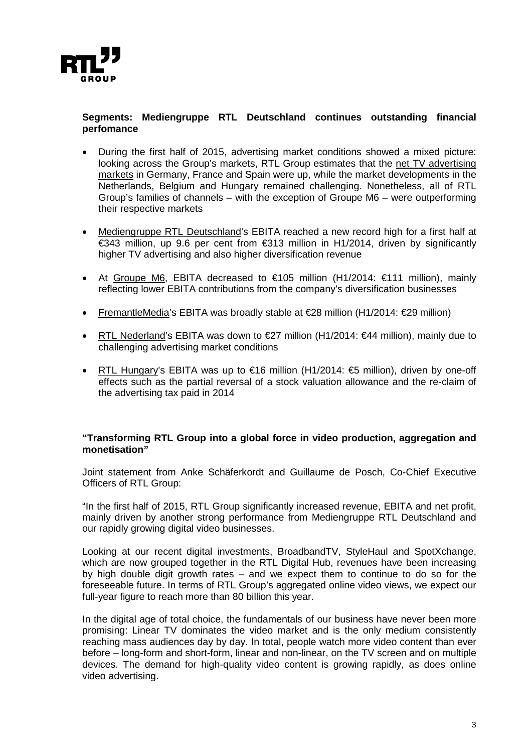**Segments: Mediengruppe RTL Deutschland continues outstanding financial perfomance**

- During the first half of 2015, advertising market conditions showed a mixed picture: looking across the Group's markets, RTL Group estimates that the net TV advertising markets in Germany, France and Spain were up, while the market developments in the Netherlands, Belgium and Hungary remained challenging. Nonetheless, all of RTL Group's families of channels – with the exception of Groupe M6 – were outperforming their respective markets

- Mediengruppe RTL Deutschland's EBITA reached a new record high for a first half at €343 million, up 9.6 per cent from €313 million in H1/2014, driven by significantly higher TV advertising and also higher diversification revenue

- At Groupe M6, EBITA decreased to €105 million (H1/2014: €111 million), mainly reflecting lower EBITA contributions from the company's diversification businesses

- FremantleMedia's EBITA was broadly stable at €28 million (H1/2014: €29 million)

- RTL Nederland's EBITA was down to €27 million (H1/2014: €44 million), mainly due to challenging advertising market conditions

- RTL Hungary's EBITA was up to €16 million (H1/2014: €5 million), driven by one-off effects such as the partial reversal of a stock valuation allowance and the re-claim of the advertising tax paid in 2014

**"Transforming RTL Group into a global force in video production, aggregation and monetisation"**

Joint statement from Anke Schäferkordt and Guillaume de Posch, Co-Chief Executive Officers of RTL Group:

"In the first half of 2015, RTL Group significantly increased revenue, EBITA and net profit, mainly driven by another strong performance from Mediengruppe RTL Deutschland and our rapidly growing digital video businesses.

Looking at our recent digital investments, BroadbandTV, StyleHaul and SpotXchange, which are now grouped together in the RTL Digital Hub, revenues have been increasing by high double digit growth rates – and we expect them to continue to do so for the foreseeable future. In terms of RTL Group's aggregated online video views, we expect our full-year figure to reach more than 80 billion this year.

In the digital age of total choice, the fundamentals of our business have never been more promising: Linear TV dominates the video market and is the only medium consistently reaching mass audiences day by day. In total, people watch more video content than ever before – long-form and short-form, linear and non-linear, on the TV screen and on multiple devices. The demand for high-quality video content is growing rapidly, as does online video advertising.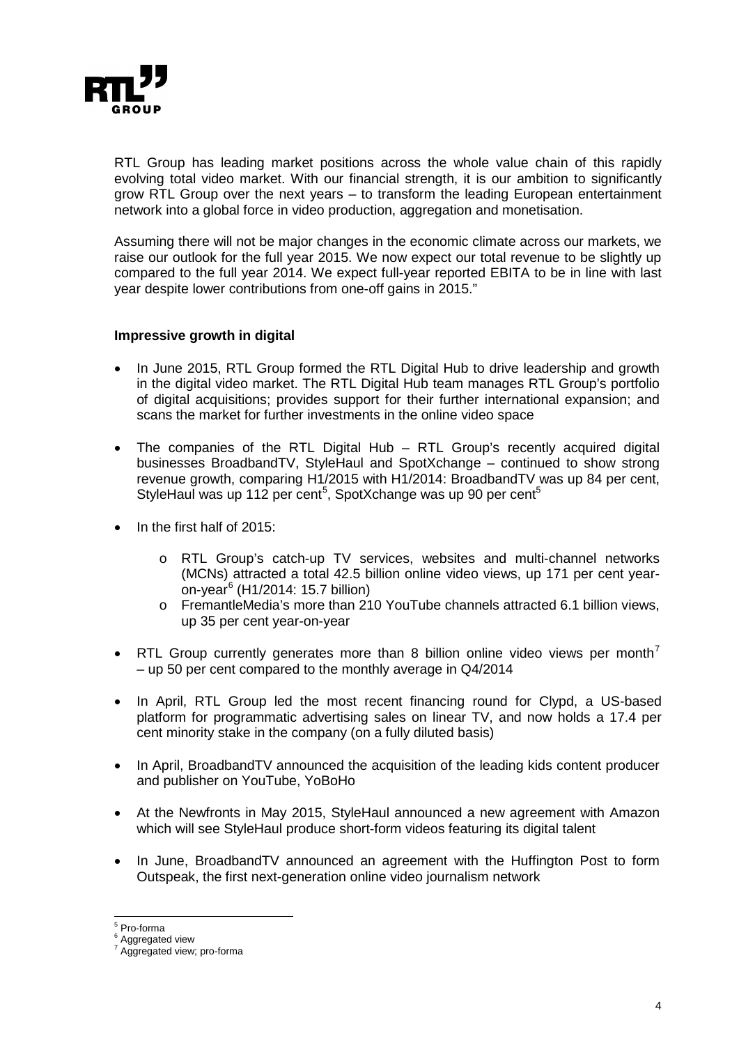RTL Group has leading market positions across the whole value chain of this rapidly evolving total video market. With our financial strength, it is our ambition to significantly grow RTL Group over the next years – to transform the leading European entertainment network into a global force in video production, aggregation and monetisation.

Assuming there will not be major changes in the economic climate across our markets, we raise our outlook for the full year 2015. We now expect our total revenue to be slightly up compared to the full year 2014. We expect full-year reported EBITA to be in line with last year despite lower contributions from one-off gains in 2015."

**Impressive growth in digital**

- In June 2015, RTL Group formed the RTL Digital Hub to drive leadership and growth in the digital video market. The RTL Digital Hub team manages RTL Group's portfolio of digital acquisitions; provides support for their further international expansion; and scans the market for further investments in the online video space
- The companies of the RTL Digital Hub – RTL Group's recently acquired digital businesses BroadbandTV, StyleHaul and SpotXchange – continued to show strong revenue growth, comparing H1/2015 with H1/2014: BroadbandTV was up 84 per cent, StyleHaul was up 112 per cent[5], SpotXchange was up 90 per cent[5]
- In the first half of 2015:
  - RTL Group's catch-up TV services, websites and multi-channel networks (MCNs) attracted a total 42.5 billion online video views, up 171 per cent year-on-year[6] (H1/2014: 15.7 billion)
  - FremantleMedia's more than 210 YouTube channels attracted 6.1 billion views, up 35 per cent year-on-year
- RTL Group currently generates more than 8 billion online video views per month[7] – up 50 per cent compared to the monthly average in Q4/2014
- In April, RTL Group led the most recent financing round for Clypd, a US-based platform for programmatic advertising sales on linear TV, and now holds a 17.4 per cent minority stake in the company (on a fully diluted basis)
- In April, BroadbandTV announced the acquisition of the leading kids content producer and publisher on YouTube, YoBoHo
- At the Newfronts in May 2015, StyleHaul announced a new agreement with Amazon which will see StyleHaul produce short-form videos featuring its digital talent
- In June, BroadbandTV announced an agreement with the Huffington Post to form Outspeak, the first next-generation online video journalism network

[5] Pro-forma
[6] Aggregated view
[7] Aggregated view; pro-forma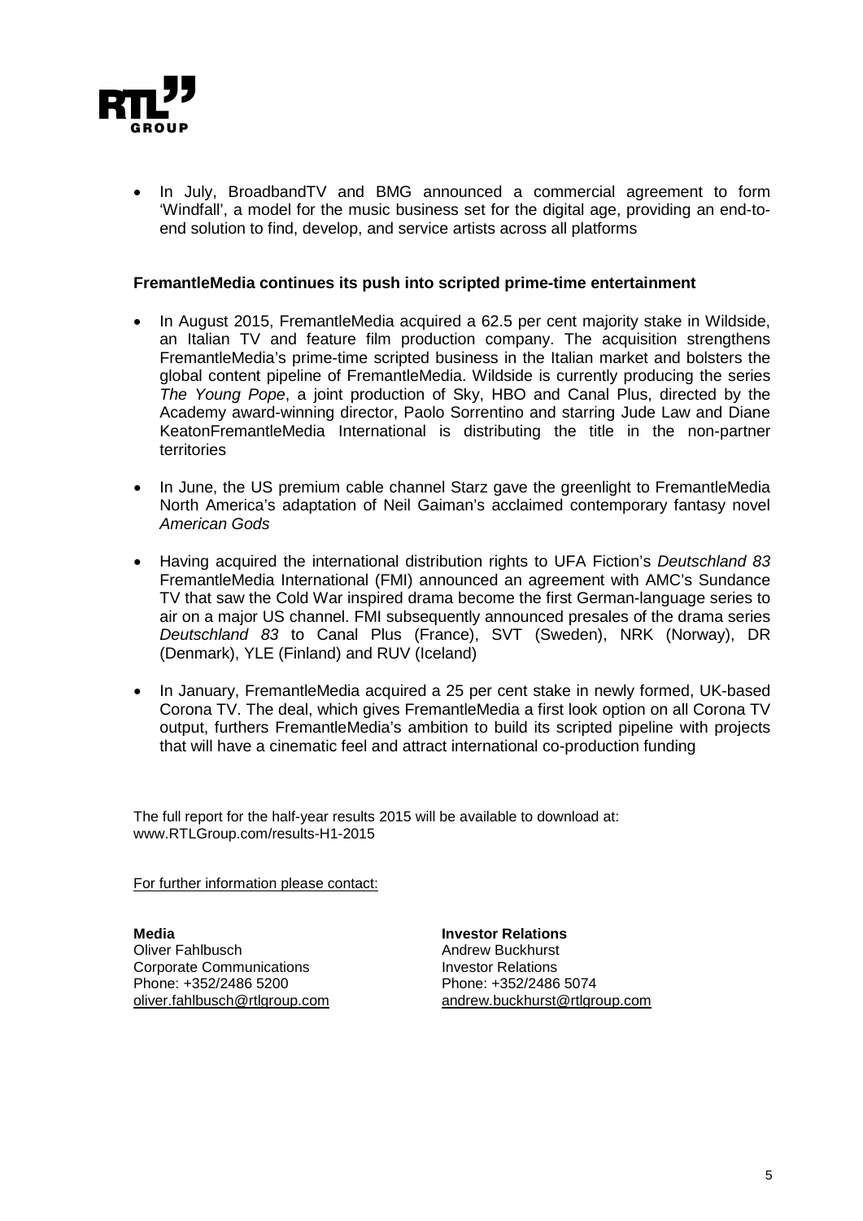- In July, BroadbandTV and BMG announced a commercial agreement to form 'Windfall', a model for the music business set for the digital age, providing an end-to-end solution to find, develop, and service artists across all platforms

**FremantleMedia continues its push into scripted prime-time entertainment**

- In August 2015, FremantleMedia acquired a 62.5 per cent majority stake in Wildside, an Italian TV and feature film production company. The acquisition strengthens FremantleMedia's prime-time scripted business in the Italian market and bolsters the global content pipeline of FremantleMedia. Wildside is currently producing the series *The Young Pope*, a joint production of Sky, HBO and Canal Plus, directed by the Academy award-winning director, Paolo Sorrentino and starring Jude Law and Diane KeatonFremantleMedia International is distributing the title in the non-partner territories

- In June, the US premium cable channel Starz gave the greenlight to FremantleMedia North America's adaptation of Neil Gaiman's acclaimed contemporary fantasy novel *American Gods*

- Having acquired the international distribution rights to UFA Fiction's *Deutschland 83* FremantleMedia International (FMI) announced an agreement with AMC's Sundance TV that saw the Cold War inspired drama become the first German-language series to air on a major US channel. FMI subsequently announced presales of the drama series *Deutschland 83* to Canal Plus (France), SVT (Sweden), NRK (Norway), DR (Denmark), YLE (Finland) and RUV (Iceland)

- In January, FremantleMedia acquired a 25 per cent stake in newly formed, UK-based Corona TV. The deal, which gives FremantleMedia a first look option on all Corona TV output, furthers FremantleMedia's ambition to build its scripted pipeline with projects that will have a cinematic feel and attract international co-production funding

The full report for the half-year results 2015 will be available to download at: www.RTLGroup.com/results-H1-2015

For further information please contact:

**Media**
Oliver Fahlbusch
Corporate Communications
Phone: +352/2486 5200
oliver.fahlbusch@rtlgroup.com

**Investor Relations**
Andrew Buckhurst
Investor Relations
Phone: +352/2486 5074
andrew.buckhurst@rtlgroup.com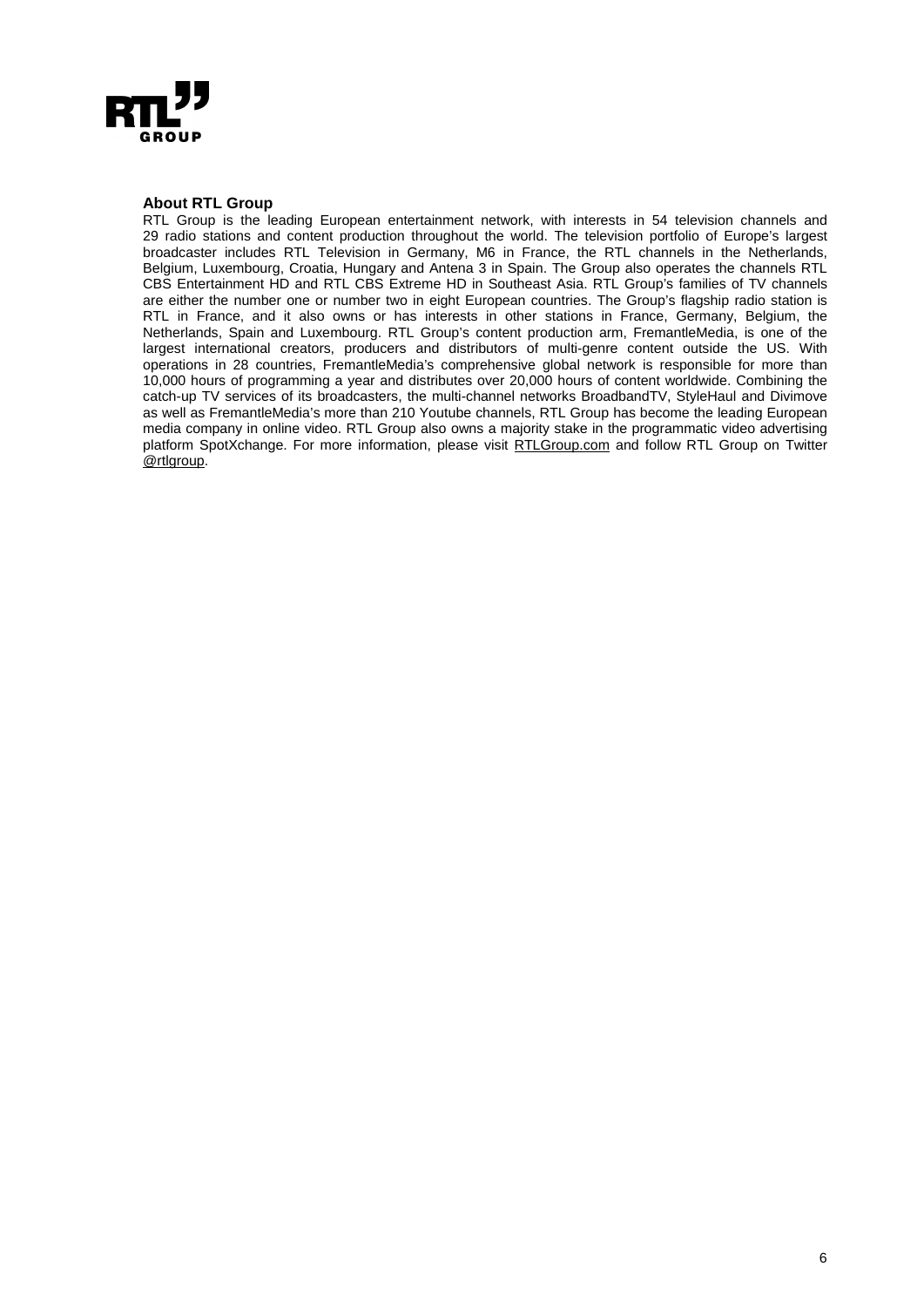**About RTL Group**

RTL Group is the leading European entertainment network, with interests in 54 television channels and 29 radio stations and content production throughout the world. The television portfolio of Europe's largest broadcaster includes RTL Television in Germany, M6 in France, the RTL channels in the Netherlands, Belgium, Luxembourg, Croatia, Hungary and Antena 3 in Spain. The Group also operates the channels RTL CBS Entertainment HD and RTL CBS Extreme HD in Southeast Asia. RTL Group's families of TV channels are either the number one or number two in eight European countries. The Group's flagship radio station is RTL in France, and it also owns or has interests in other stations in France, Germany, Belgium, the Netherlands, Spain and Luxembourg. RTL Group's content production arm, FremantleMedia, is one of the largest international creators, producers and distributors of multi-genre content outside the US. With operations in 28 countries, FremantleMedia's comprehensive global network is responsible for more than 10,000 hours of programming a year and distributes over 20,000 hours of content worldwide. Combining the catch-up TV services of its broadcasters, the multi-channel networks BroadbandTV, StyleHaul and Divimove as well as FremantleMedia's more than 210 Youtube channels, RTL Group has become the leading European media company in online video. RTL Group also owns a majority stake in the programmatic video advertising platform SpotXchange. For more information, please visit RTLGroup.com and follow RTL Group on Twitter @rtlgroup.